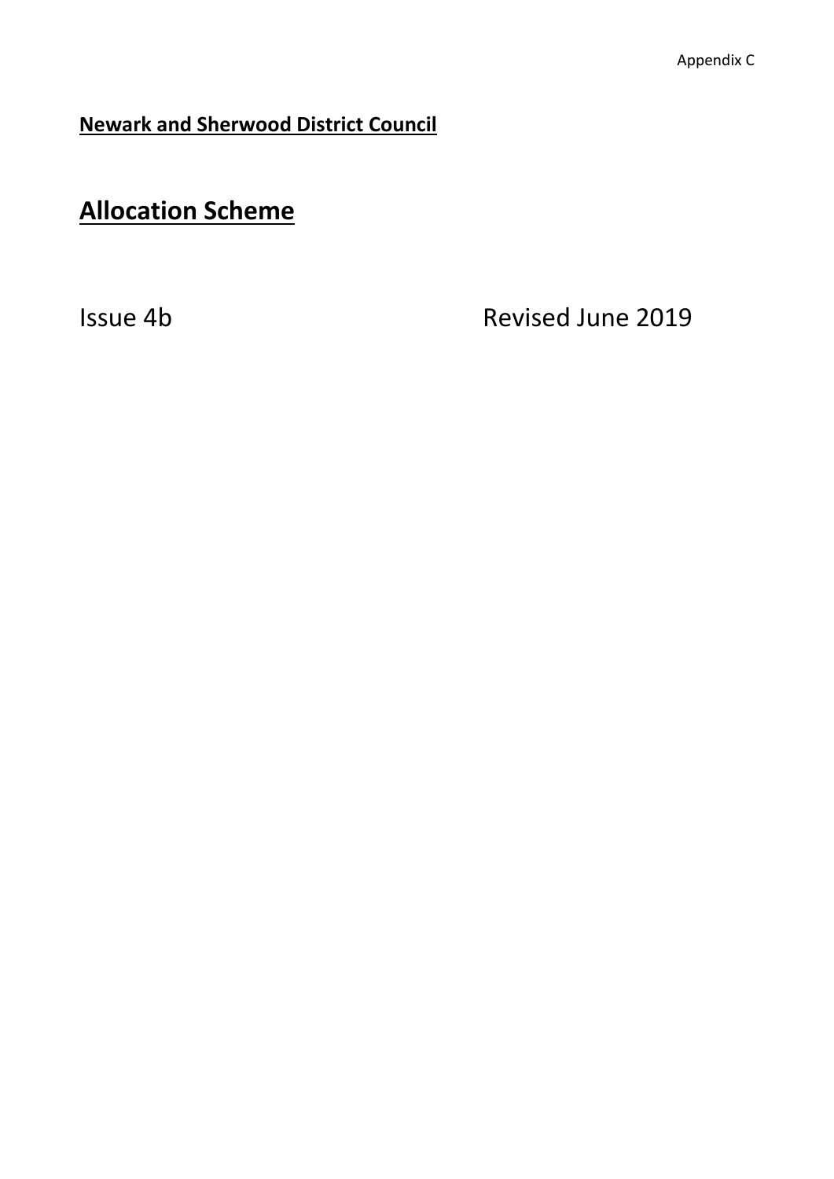Appendix C

**Newark and Sherwood District Council**

# Allocation Scheme

Issue 4b Revised June 2019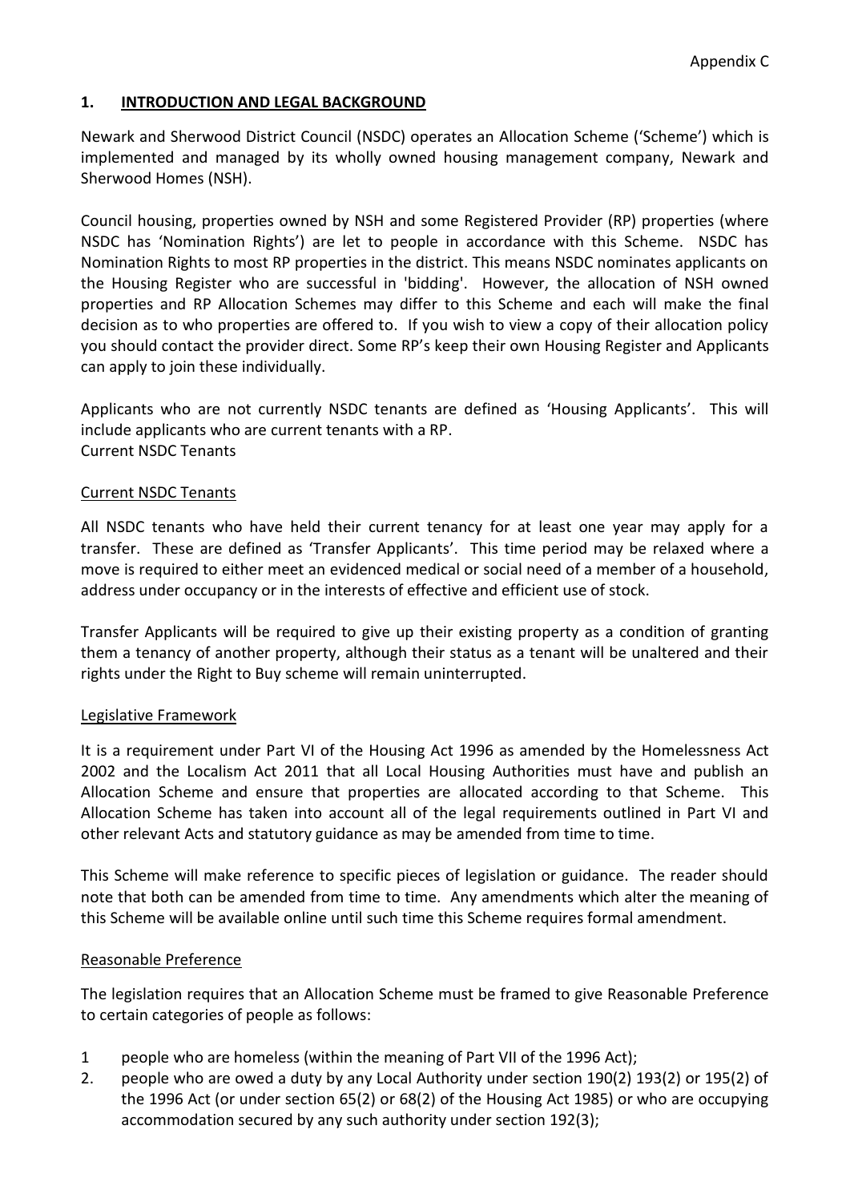Appendix C

## 1. INTRODUCTION AND LEGAL BACKGROUND

Newark and Sherwood District Council (NSDC) operates an Allocation Scheme ('Scheme') which is implemented and managed by its wholly owned housing management company, Newark and Sherwood Homes (NSH).

Council housing, properties owned by NSH and some Registered Provider (RP) properties (where NSDC has 'Nomination Rights') are let to people in accordance with this Scheme. NSDC has Nomination Rights to most RP properties in the district. This means NSDC nominates applicants on the Housing Register who are successful in 'bidding'. However, the allocation of NSH owned properties and RP Allocation Schemes may differ to this Scheme and each will make the final decision as to who properties are offered to. If you wish to view a copy of their allocation policy you should contact the provider direct. Some RP's keep their own Housing Register and Applicants can apply to join these individually.

Applicants who are not currently NSDC tenants are defined as 'Housing Applicants'. This will include applicants who are current tenants with a RP.
Current NSDC Tenants

### Current NSDC Tenants

All NSDC tenants who have held their current tenancy for at least one year may apply for a transfer. These are defined as 'Transfer Applicants'. This time period may be relaxed where a move is required to either meet an evidenced medical or social need of a member of a household, address under occupancy or in the interests of effective and efficient use of stock.

Transfer Applicants will be required to give up their existing property as a condition of granting them a tenancy of another property, although their status as a tenant will be unaltered and their rights under the Right to Buy scheme will remain uninterrupted.

### Legislative Framework

It is a requirement under Part VI of the Housing Act 1996 as amended by the Homelessness Act 2002 and the Localism Act 2011 that all Local Housing Authorities must have and publish an Allocation Scheme and ensure that properties are allocated according to that Scheme. This Allocation Scheme has taken into account all of the legal requirements outlined in Part VI and other relevant Acts and statutory guidance as may be amended from time to time.

This Scheme will make reference to specific pieces of legislation or guidance. The reader should note that both can be amended from time to time. Any amendments which alter the meaning of this Scheme will be available online until such time this Scheme requires formal amendment.

### Reasonable Preference

The legislation requires that an Allocation Scheme must be framed to give Reasonable Preference to certain categories of people as follows:

1 people who are homeless (within the meaning of Part VII of the 1996 Act);
2. people who are owed a duty by any Local Authority under section 190(2) 193(2) or 195(2) of the 1996 Act (or under section 65(2) or 68(2) of the Housing Act 1985) or who are occupying accommodation secured by any such authority under section 192(3);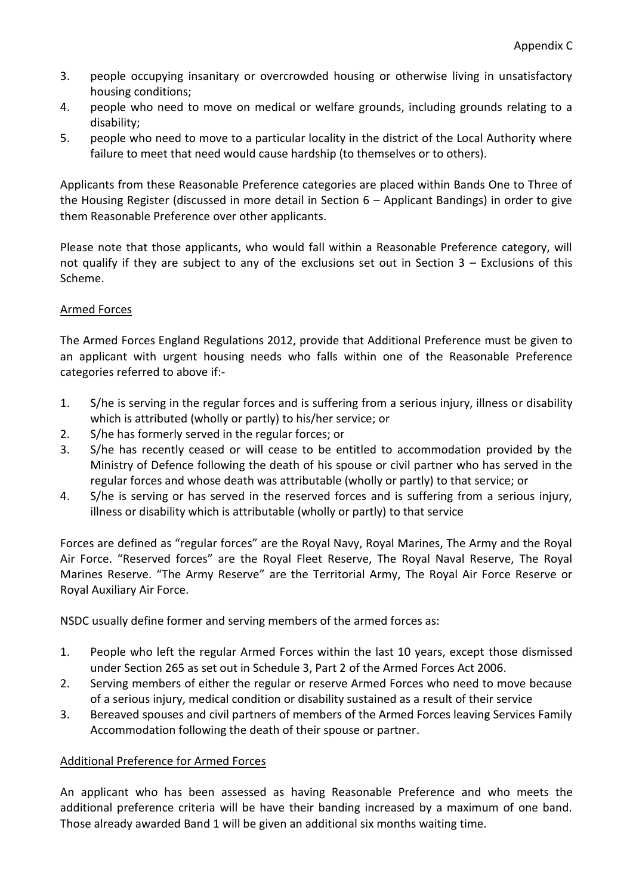3. people occupying insanitary or overcrowded housing or otherwise living in unsatisfactory housing conditions;
4. people who need to move on medical or welfare grounds, including grounds relating to a disability;
5. people who need to move to a particular locality in the district of the Local Authority where failure to meet that need would cause hardship (to themselves or to others).

Applicants from these Reasonable Preference categories are placed within Bands One to Three of the Housing Register (discussed in more detail in Section 6 – Applicant Bandings) in order to give them Reasonable Preference over other applicants.

Please note that those applicants, who would fall within a Reasonable Preference category, will not qualify if they are subject to any of the exclusions set out in Section 3 – Exclusions of this Scheme.

<u>Armed Forces</u>

The Armed Forces England Regulations 2012, provide that Additional Preference must be given to an applicant with urgent housing needs who falls within one of the Reasonable Preference categories referred to above if:-

1. S/he is serving in the regular forces and is suffering from a serious injury, illness or disability which is attributed (wholly or partly) to his/her service; or
2. S/he has formerly served in the regular forces; or
3. S/he has recently ceased or will cease to be entitled to accommodation provided by the Ministry of Defence following the death of his spouse or civil partner who has served in the regular forces and whose death was attributable (wholly or partly) to that service; or
4. S/he is serving or has served in the reserved forces and is suffering from a serious injury, illness or disability which is attributable (wholly or partly) to that service

Forces are defined as "regular forces" are the Royal Navy, Royal Marines, The Army and the Royal Air Force. "Reserved forces" are the Royal Fleet Reserve, The Royal Naval Reserve, The Royal Marines Reserve. "The Army Reserve" are the Territorial Army, The Royal Air Force Reserve or Royal Auxiliary Air Force.

NSDC usually define former and serving members of the armed forces as:

1. People who left the regular Armed Forces within the last 10 years, except those dismissed under Section 265 as set out in Schedule 3, Part 2 of the Armed Forces Act 2006.
2. Serving members of either the regular or reserve Armed Forces who need to move because of a serious injury, medical condition or disability sustained as a result of their service
3. Bereaved spouses and civil partners of members of the Armed Forces leaving Services Family Accommodation following the death of their spouse or partner.

<u>Additional Preference for Armed Forces</u>

An applicant who has been assessed as having Reasonable Preference and who meets the additional preference criteria will be have their banding increased by a maximum of one band. Those already awarded Band 1 will be given an additional six months waiting time.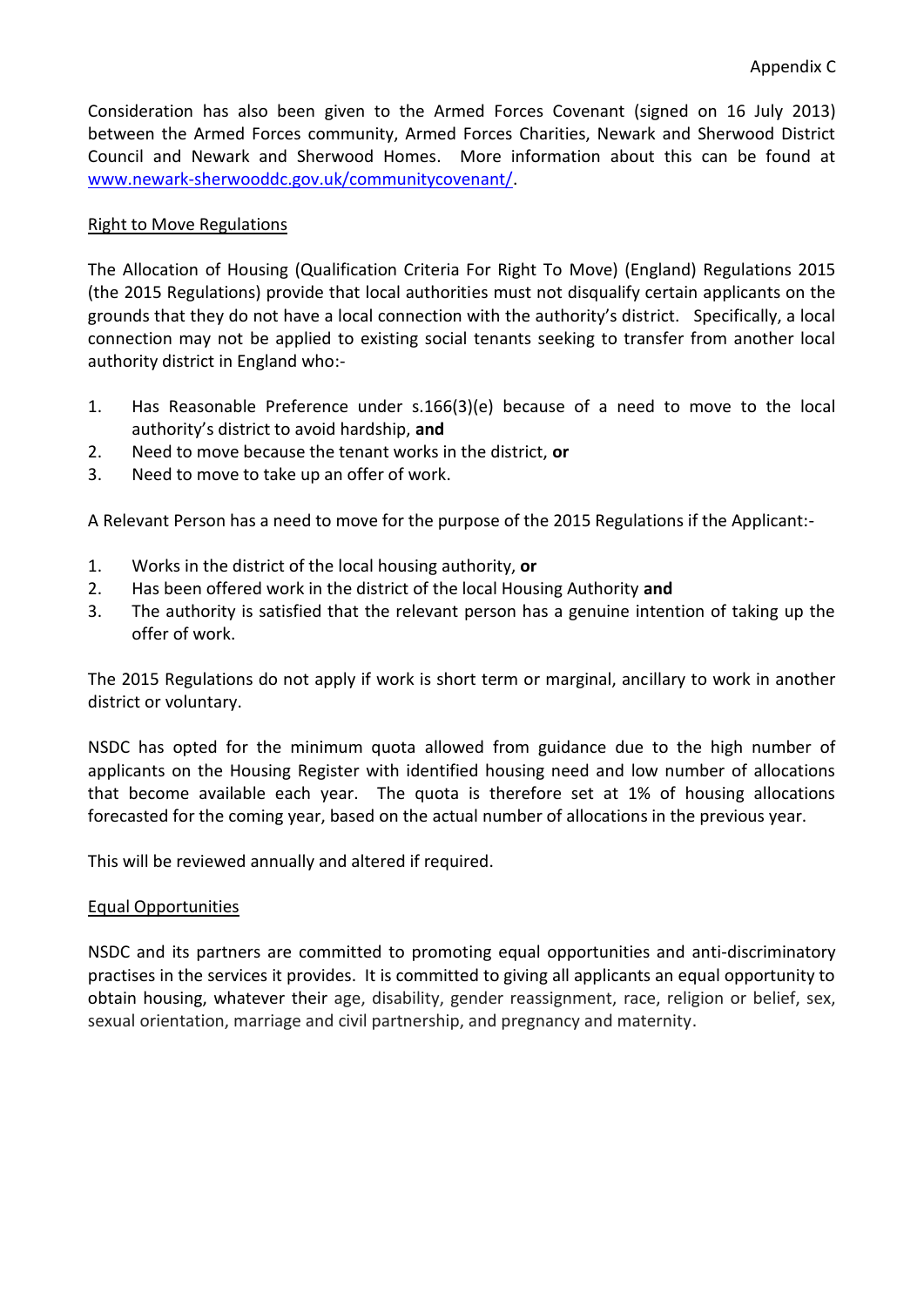Consideration has also been given to the Armed Forces Covenant (signed on 16 July 2013) between the Armed Forces community, Armed Forces Charities, Newark and Sherwood District Council and Newark and Sherwood Homes. More information about this can be found at [www.newark-sherwooddc.gov.uk/communitycovenant/](www.newark-sherwooddc.gov.uk/communitycovenant/).

## Right to Move Regulations

The Allocation of Housing (Qualification Criteria For Right To Move) (England) Regulations 2015 (the 2015 Regulations) provide that local authorities must not disqualify certain applicants on the grounds that they do not have a local connection with the authority's district. Specifically, a local connection may not be applied to existing social tenants seeking to transfer from another local authority district in England who:-

1. Has Reasonable Preference under s.166(3)(e) because of a need to move to the local authority's district to avoid hardship, **and**
2. Need to move because the tenant works in the district, **or**
3. Need to move to take up an offer of work.

A Relevant Person has a need to move for the purpose of the 2015 Regulations if the Applicant:-

1. Works in the district of the local housing authority, **or**
2. Has been offered work in the district of the local Housing Authority **and**
3. The authority is satisfied that the relevant person has a genuine intention of taking up the offer of work.

The 2015 Regulations do not apply if work is short term or marginal, ancillary to work in another district or voluntary.

NSDC has opted for the minimum quota allowed from guidance due to the high number of applicants on the Housing Register with identified housing need and low number of allocations that become available each year. The quota is therefore set at 1% of housing allocations forecasted for the coming year, based on the actual number of allocations in the previous year.

This will be reviewed annually and altered if required.

## Equal Opportunities

NSDC and its partners are committed to promoting equal opportunities and anti-discriminatory practises in the services it provides. It is committed to giving all applicants an equal opportunity to obtain housing, whatever their age, disability, gender reassignment, race, religion or belief, sex, sexual orientation, marriage and civil partnership, and pregnancy and maternity.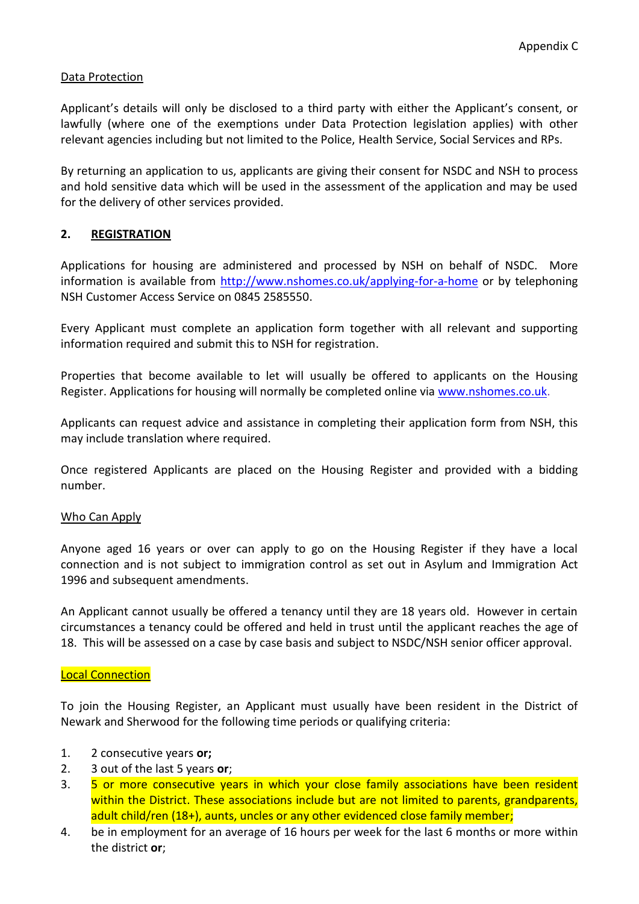Appendix C

Data Protection

Applicant's details will only be disclosed to a third party with either the Applicant's consent, or lawfully (where one of the exemptions under Data Protection legislation applies) with other relevant agencies including but not limited to the Police, Health Service, Social Services and RPs.

By returning an application to us, applicants are giving their consent for NSDC and NSH to process and hold sensitive data which will be used in the assessment of the application and may be used for the delivery of other services provided.

## 2. REGISTRATION

Applications for housing are administered and processed by NSH on behalf of NSDC. More information is available from http://www.nshomes.co.uk/applying-for-a-home or by telephoning NSH Customer Access Service on 0845 2585550.

Every Applicant must complete an application form together with all relevant and supporting information required and submit this to NSH for registration.

Properties that become available to let will usually be offered to applicants on the Housing Register. Applications for housing will normally be completed online via www.nshomes.co.uk.

Applicants can request advice and assistance in completing their application form from NSH, this may include translation where required.

Once registered Applicants are placed on the Housing Register and provided with a bidding number.

Who Can Apply

Anyone aged 16 years or over can apply to go on the Housing Register if they have a local connection and is not subject to immigration control as set out in Asylum and Immigration Act 1996 and subsequent amendments.

An Applicant cannot usually be offered a tenancy until they are 18 years old. However in certain circumstances a tenancy could be offered and held in trust until the applicant reaches the age of 18. This will be assessed on a case by case basis and subject to NSDC/NSH senior officer approval.

Local Connection

To join the Housing Register, an Applicant must usually have been resident in the District of Newark and Sherwood for the following time periods or qualifying criteria:

1. 2 consecutive years **or;**
2. 3 out of the last 5 years **or**;
3. 5 or more consecutive years in which your close family associations have been resident within the District. These associations include but are not limited to parents, grandparents, adult child/ren (18+), aunts, uncles or any other evidenced close family member;
4. be in employment for an average of 16 hours per week for the last 6 months or more within the district **or**;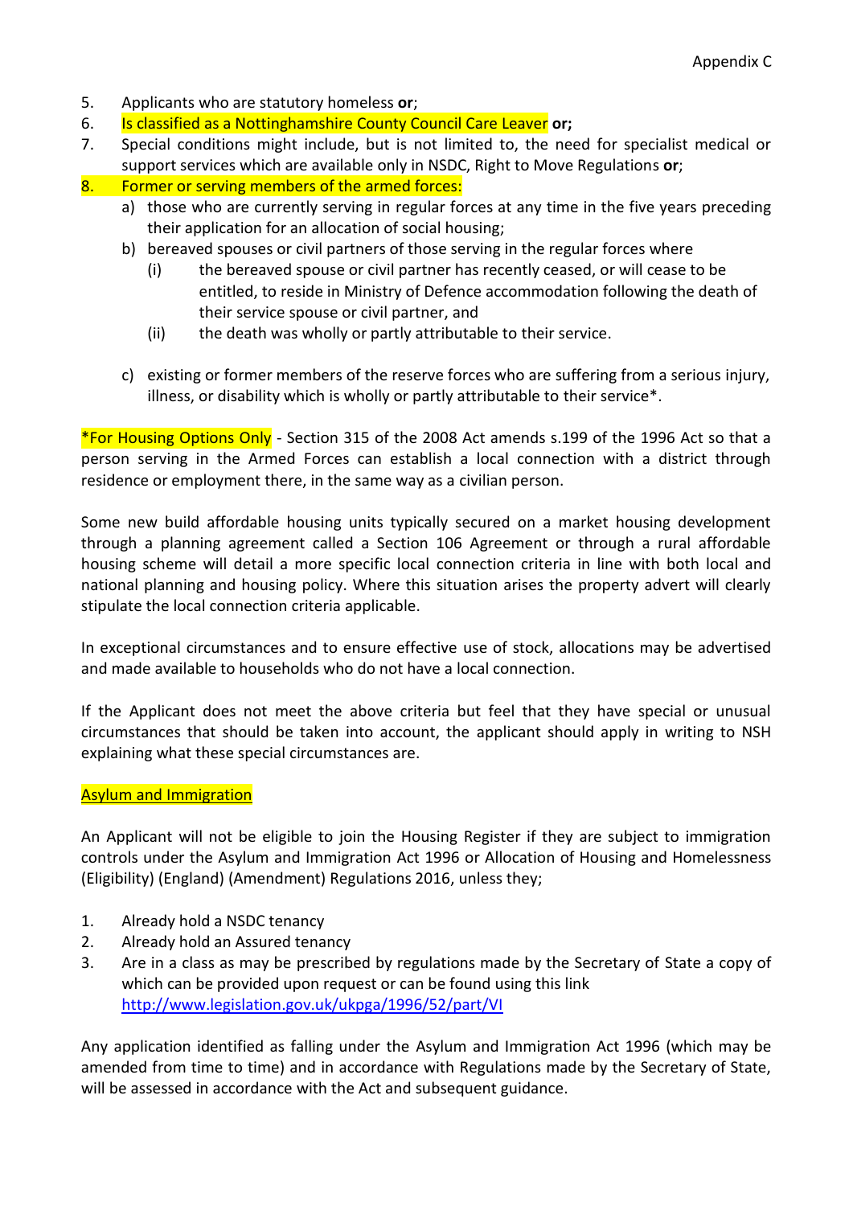5. Applicants who are statutory homeless **or**;
6. Is classified as a Nottinghamshire County Council Care Leaver **or;**
7. Special conditions might include, but is not limited to, the need for specialist medical or support services which are available only in NSDC, Right to Move Regulations **or**;
8. Former or serving members of the armed forces:
   a) those who are currently serving in regular forces at any time in the five years preceding their application for an allocation of social housing;
   b) bereaved spouses or civil partners of those serving in the regular forces where
      (i) the bereaved spouse or civil partner has recently ceased, or will cease to be entitled, to reside in Ministry of Defence accommodation following the death of their service spouse or civil partner, and
      (ii) the death was wholly or partly attributable to their service.

   c) existing or former members of the reserve forces who are suffering from a serious injury, illness, or disability which is wholly or partly attributable to their service*.

*For Housing Options Only - Section 315 of the 2008 Act amends s.199 of the 1996 Act so that a person serving in the Armed Forces can establish a local connection with a district through residence or employment there, in the same way as a civilian person.

Some new build affordable housing units typically secured on a market housing development through a planning agreement called a Section 106 Agreement or through a rural affordable housing scheme will detail a more specific local connection criteria in line with both local and national planning and housing policy. Where this situation arises the property advert will clearly stipulate the local connection criteria applicable.

In exceptional circumstances and to ensure effective use of stock, allocations may be advertised and made available to households who do not have a local connection.

If the Applicant does not meet the above criteria but feel that they have special or unusual circumstances that should be taken into account, the applicant should apply in writing to NSH explaining what these special circumstances are.

## Asylum and Immigration

An Applicant will not be eligible to join the Housing Register if they are subject to immigration controls under the Asylum and Immigration Act 1996 or Allocation of Housing and Homelessness (Eligibility) (England) (Amendment) Regulations 2016, unless they;

1. Already hold a NSDC tenancy
2. Already hold an Assured tenancy
3. Are in a class as may be prescribed by regulations made by the Secretary of State a copy of which can be provided upon request or can be found using this link http://www.legislation.gov.uk/ukpga/1996/52/part/VI

Any application identified as falling under the Asylum and Immigration Act 1996 (which may be amended from time to time) and in accordance with Regulations made by the Secretary of State, will be assessed in accordance with the Act and subsequent guidance.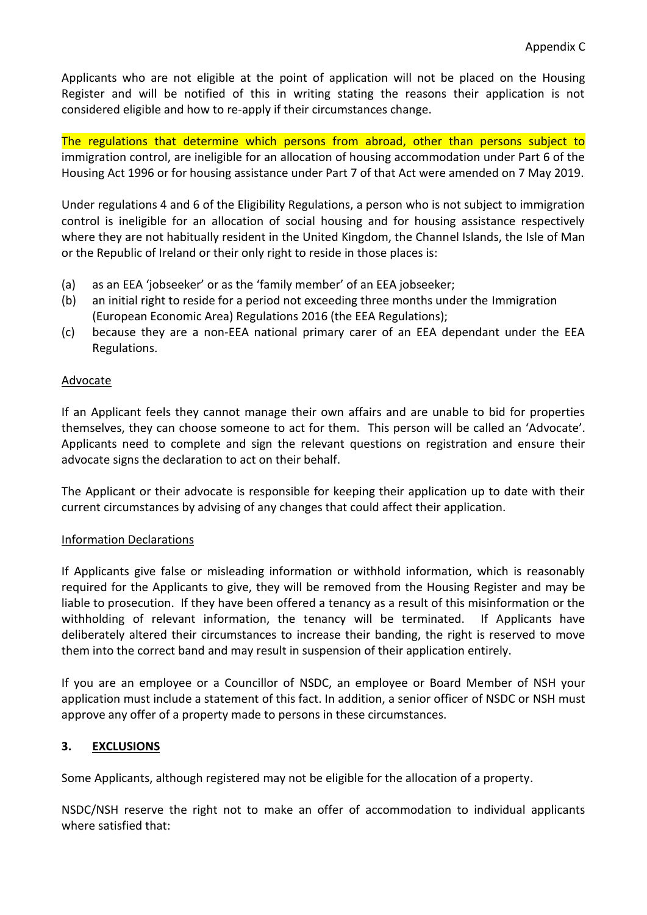Applicants who are not eligible at the point of application will not be placed on the Housing Register and will be notified of this in writing stating the reasons their application is not considered eligible and how to re-apply if their circumstances change.

The regulations that determine which persons from abroad, other than persons subject to immigration control, are ineligible for an allocation of housing accommodation under Part 6 of the Housing Act 1996 or for housing assistance under Part 7 of that Act were amended on 7 May 2019.

Under regulations 4 and 6 of the Eligibility Regulations, a person who is not subject to immigration control is ineligible for an allocation of social housing and for housing assistance respectively where they are not habitually resident in the United Kingdom, the Channel Islands, the Isle of Man or the Republic of Ireland or their only right to reside in those places is:

(a) as an EEA 'jobseeker' or as the 'family member' of an EEA jobseeker;
(b) an initial right to reside for a period not exceeding three months under the Immigration (European Economic Area) Regulations 2016 (the EEA Regulations);
(c) because they are a non-EEA national primary carer of an EEA dependant under the EEA Regulations.

Advocate

If an Applicant feels they cannot manage their own affairs and are unable to bid for properties themselves, they can choose someone to act for them. This person will be called an 'Advocate'. Applicants need to complete and sign the relevant questions on registration and ensure their advocate signs the declaration to act on their behalf.

The Applicant or their advocate is responsible for keeping their application up to date with their current circumstances by advising of any changes that could affect their application.

Information Declarations

If Applicants give false or misleading information or withhold information, which is reasonably required for the Applicants to give, they will be removed from the Housing Register and may be liable to prosecution. If they have been offered a tenancy as a result of this misinformation or the withholding of relevant information, the tenancy will be terminated. If Applicants have deliberately altered their circumstances to increase their banding, the right is reserved to move them into the correct band and may result in suspension of their application entirely.

If you are an employee or a Councillor of NSDC, an employee or Board Member of NSH your application must include a statement of this fact. In addition, a senior officer of NSDC or NSH must approve any offer of a property made to persons in these circumstances.

## 3. EXCLUSIONS

Some Applicants, although registered may not be eligible for the allocation of a property.

NSDC/NSH reserve the right not to make an offer of accommodation to individual applicants where satisfied that: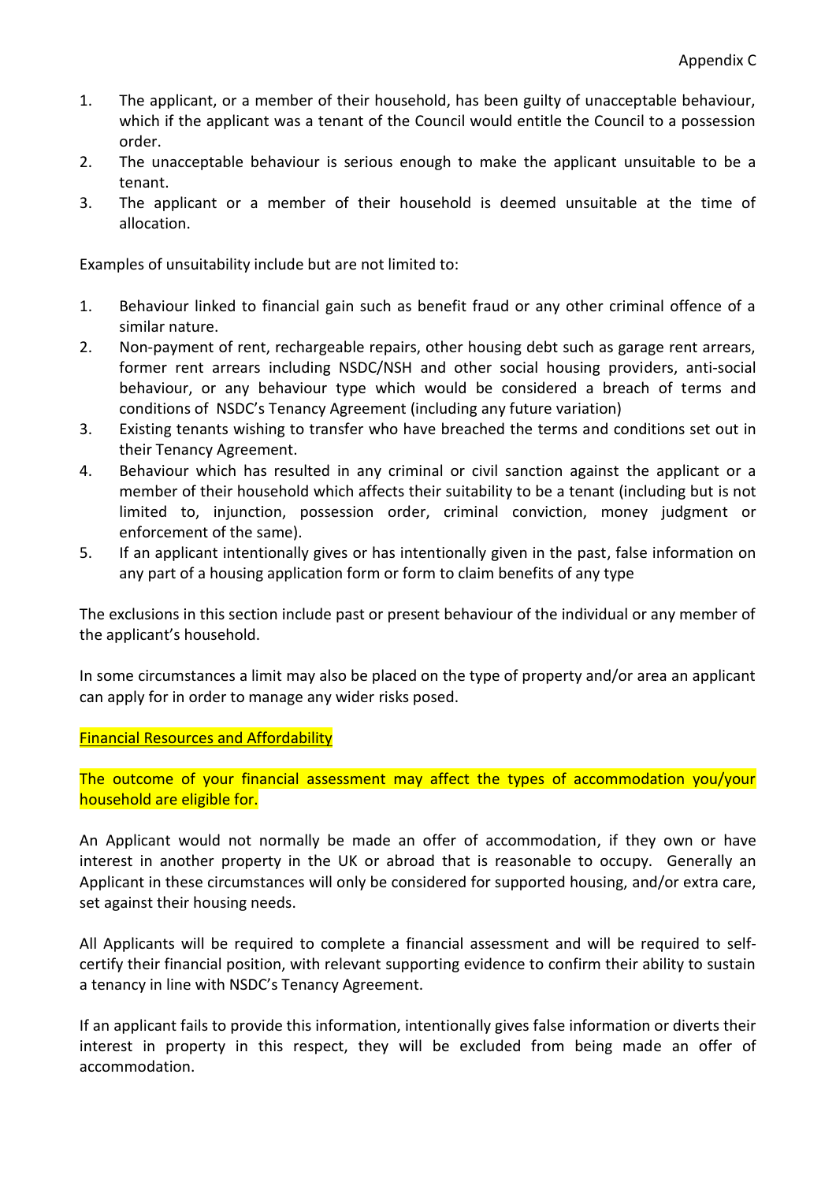1. The applicant, or a member of their household, has been guilty of unacceptable behaviour, which if the applicant was a tenant of the Council would entitle the Council to a possession order.
2. The unacceptable behaviour is serious enough to make the applicant unsuitable to be a tenant.
3. The applicant or a member of their household is deemed unsuitable at the time of allocation.

Examples of unsuitability include but are not limited to:

1. Behaviour linked to financial gain such as benefit fraud or any other criminal offence of a similar nature.
2. Non-payment of rent, rechargeable repairs, other housing debt such as garage rent arrears, former rent arrears including NSDC/NSH and other social housing providers, anti-social behaviour, or any behaviour type which would be considered a breach of terms and conditions of NSDC's Tenancy Agreement (including any future variation)
3. Existing tenants wishing to transfer who have breached the terms and conditions set out in their Tenancy Agreement.
4. Behaviour which has resulted in any criminal or civil sanction against the applicant or a member of their household which affects their suitability to be a tenant (including but is not limited to, injunction, possession order, criminal conviction, money judgment or enforcement of the same).
5. If an applicant intentionally gives or has intentionally given in the past, false information on any part of a housing application form or form to claim benefits of any type

The exclusions in this section include past or present behaviour of the individual or any member of the applicant's household.

In some circumstances a limit may also be placed on the type of property and/or area an applicant can apply for in order to manage any wider risks posed.

<u>Financial Resources and Affordability</u>

The outcome of your financial assessment may affect the types of accommodation you/your household are eligible for.

An Applicant would not normally be made an offer of accommodation, if they own or have interest in another property in the UK or abroad that is reasonable to occupy. Generally an Applicant in these circumstances will only be considered for supported housing, and/or extra care, set against their housing needs.

All Applicants will be required to complete a financial assessment and will be required to self-certify their financial position, with relevant supporting evidence to confirm their ability to sustain a tenancy in line with NSDC's Tenancy Agreement.

If an applicant fails to provide this information, intentionally gives false information or diverts their interest in property in this respect, they will be excluded from being made an offer of accommodation.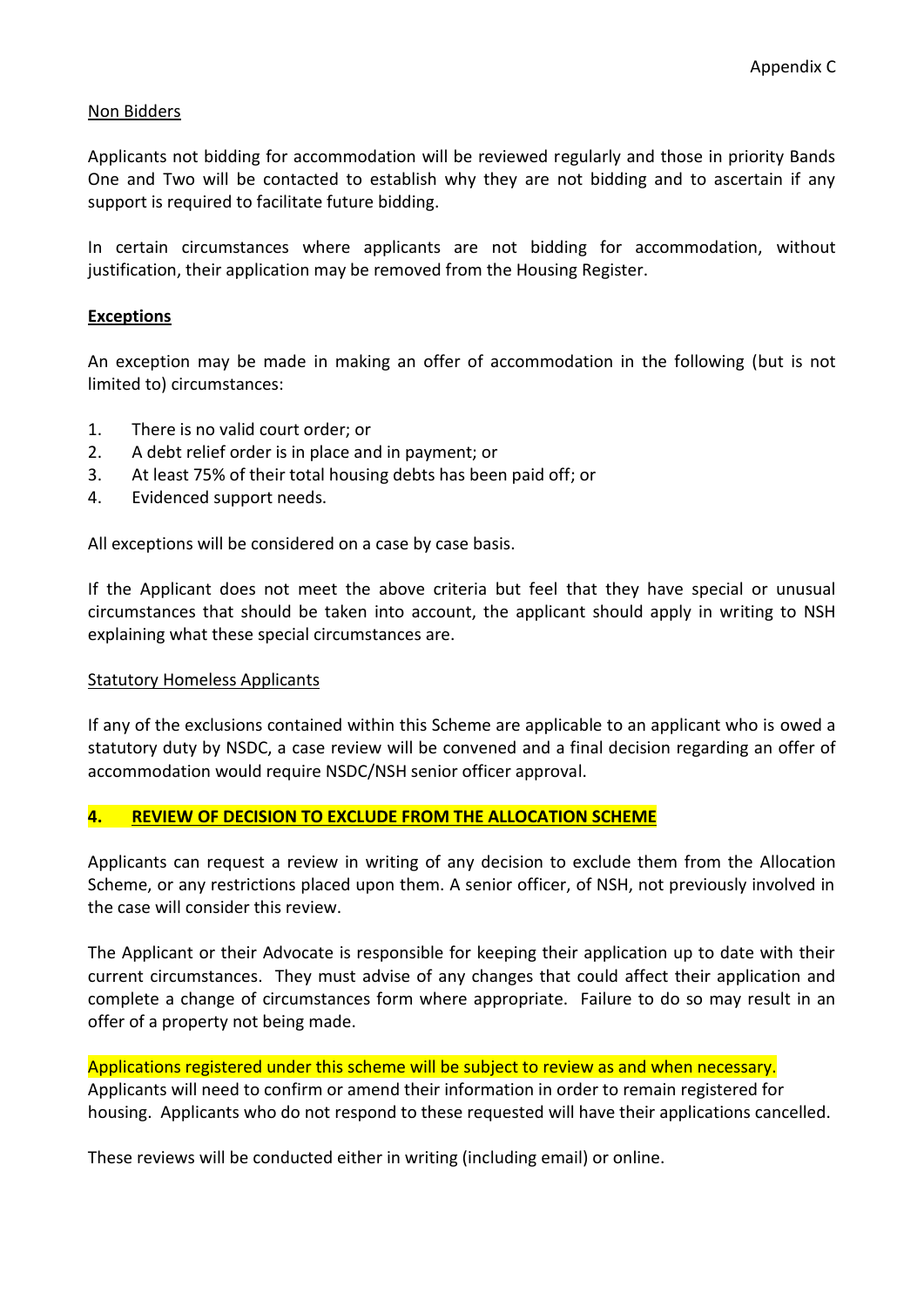Non Bidders

Applicants not bidding for accommodation will be reviewed regularly and those in priority Bands One and Two will be contacted to establish why they are not bidding and to ascertain if any support is required to facilitate future bidding.

In certain circumstances where applicants are not bidding for accommodation, without justification, their application may be removed from the Housing Register.

**Exceptions**

An exception may be made in making an offer of accommodation in the following (but is not limited to) circumstances:

1. There is no valid court order; or
2. A debt relief order is in place and in payment; or
3. At least 75% of their total housing debts has been paid off; or
4. Evidenced support needs.

All exceptions will be considered on a case by case basis.

If the Applicant does not meet the above criteria but feel that they have special or unusual circumstances that should be taken into account, the applicant should apply in writing to NSH explaining what these special circumstances are.

Statutory Homeless Applicants

If any of the exclusions contained within this Scheme are applicable to an applicant who is owed a statutory duty by NSDC, a case review will be convened and a final decision regarding an offer of accommodation would require NSDC/NSH senior officer approval.

## 4. REVIEW OF DECISION TO EXCLUDE FROM THE ALLOCATION SCHEME

Applicants can request a review in writing of any decision to exclude them from the Allocation Scheme, or any restrictions placed upon them. A senior officer, of NSH, not previously involved in the case will consider this review.

The Applicant or their Advocate is responsible for keeping their application up to date with their current circumstances. They must advise of any changes that could affect their application and complete a change of circumstances form where appropriate. Failure to do so may result in an offer of a property not being made.

Applications registered under this scheme will be subject to review as and when necessary. Applicants will need to confirm or amend their information in order to remain registered for housing. Applicants who do not respond to these requested will have their applications cancelled.

These reviews will be conducted either in writing (including email) or online.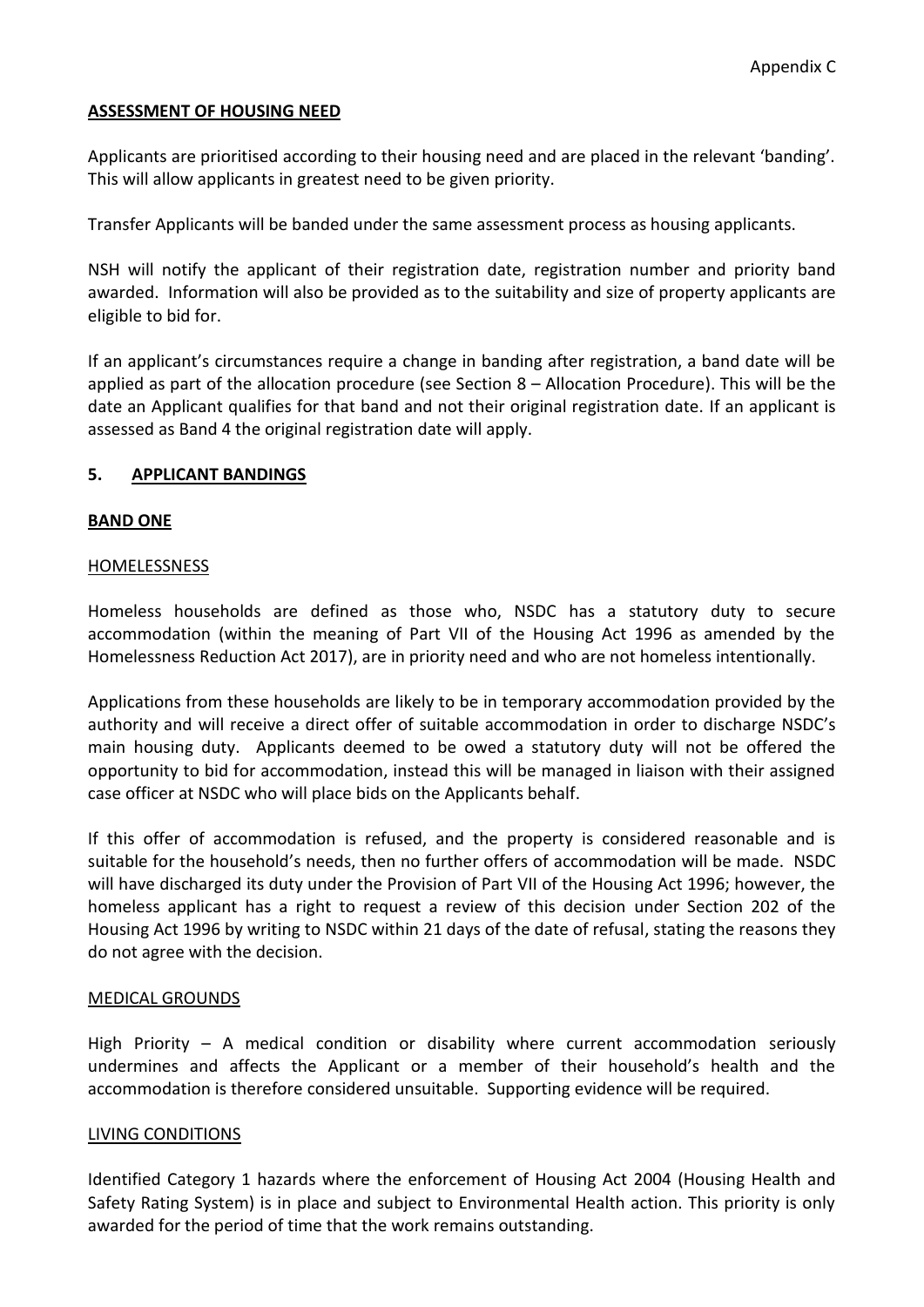**ASSESSMENT OF HOUSING NEED**

Applicants are prioritised according to their housing need and are placed in the relevant 'banding'. This will allow applicants in greatest need to be given priority.

Transfer Applicants will be banded under the same assessment process as housing applicants.

NSH will notify the applicant of their registration date, registration number and priority band awarded. Information will also be provided as to the suitability and size of property applicants are eligible to bid for.

If an applicant's circumstances require a change in banding after registration, a band date will be applied as part of the allocation procedure (see Section 8 – Allocation Procedure). This will be the date an Applicant qualifies for that band and not their original registration date. If an applicant is assessed as Band 4 the original registration date will apply.

## 5. APPLICANT BANDINGS

### BAND ONE

#### HOMELESSNESS

Homeless households are defined as those who, NSDC has a statutory duty to secure accommodation (within the meaning of Part VII of the Housing Act 1996 as amended by the Homelessness Reduction Act 2017), are in priority need and who are not homeless intentionally.

Applications from these households are likely to be in temporary accommodation provided by the authority and will receive a direct offer of suitable accommodation in order to discharge NSDC's main housing duty. Applicants deemed to be owed a statutory duty will not be offered the opportunity to bid for accommodation, instead this will be managed in liaison with their assigned case officer at NSDC who will place bids on the Applicants behalf.

If this offer of accommodation is refused, and the property is considered reasonable and is suitable for the household's needs, then no further offers of accommodation will be made. NSDC will have discharged its duty under the Provision of Part VII of the Housing Act 1996; however, the homeless applicant has a right to request a review of this decision under Section 202 of the Housing Act 1996 by writing to NSDC within 21 days of the date of refusal, stating the reasons they do not agree with the decision.

#### MEDICAL GROUNDS

High Priority – A medical condition or disability where current accommodation seriously undermines and affects the Applicant or a member of their household's health and the accommodation is therefore considered unsuitable. Supporting evidence will be required.

#### LIVING CONDITIONS

Identified Category 1 hazards where the enforcement of Housing Act 2004 (Housing Health and Safety Rating System) is in place and subject to Environmental Health action. This priority is only awarded for the period of time that the work remains outstanding.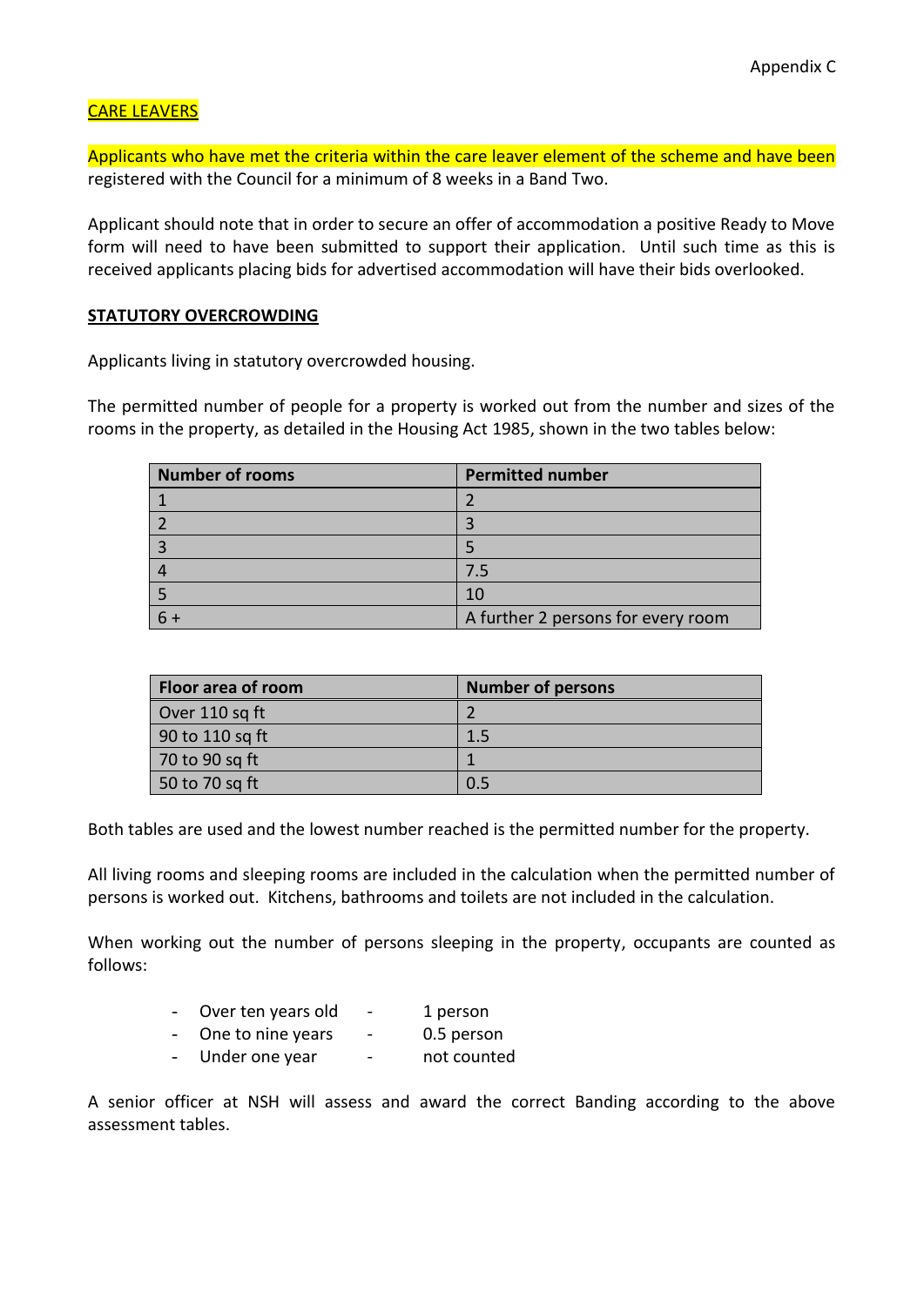Appendix C

## CARE LEAVERS

Applicants who have met the criteria within the care leaver element of the scheme and have been registered with the Council for a minimum of 8 weeks in a Band Two.

Applicant should note that in order to secure an offer of accommodation a positive Ready to Move form will need to have been submitted to support their application. Until such time as this is received applicants placing bids for advertised accommodation will have their bids overlooked.

## STATUTORY OVERCROWDING

Applicants living in statutory overcrowded housing.

The permitted number of people for a property is worked out from the number and sizes of the rooms in the property, as detailed in the Housing Act 1985, shown in the two tables below:

| Number of rooms | Permitted number |
|---|---|
| 1 | 2 |
| 2 | 3 |
| 3 | 5 |
| 4 | 7.5 |
| 5 | 10 |
| 6 + | A further 2 persons for every room |

| Floor area of room | Number of persons |
|---|---|
| Over 110 sq ft | 2 |
| 90 to 110 sq ft | 1.5 |
| 70 to 90 sq ft | 1 |
| 50 to 70 sq ft | 0.5 |

Both tables are used and the lowest number reached is the permitted number for the property.

All living rooms and sleeping rooms are included in the calculation when the permitted number of persons is worked out. Kitchens, bathrooms and toilets are not included in the calculation.

When working out the number of persons sleeping in the property, occupants are counted as follows:

- Over ten years old - 1 person
- One to nine years - 0.5 person
- Under one year - not counted

A senior officer at NSH will assess and award the correct Banding according to the above assessment tables.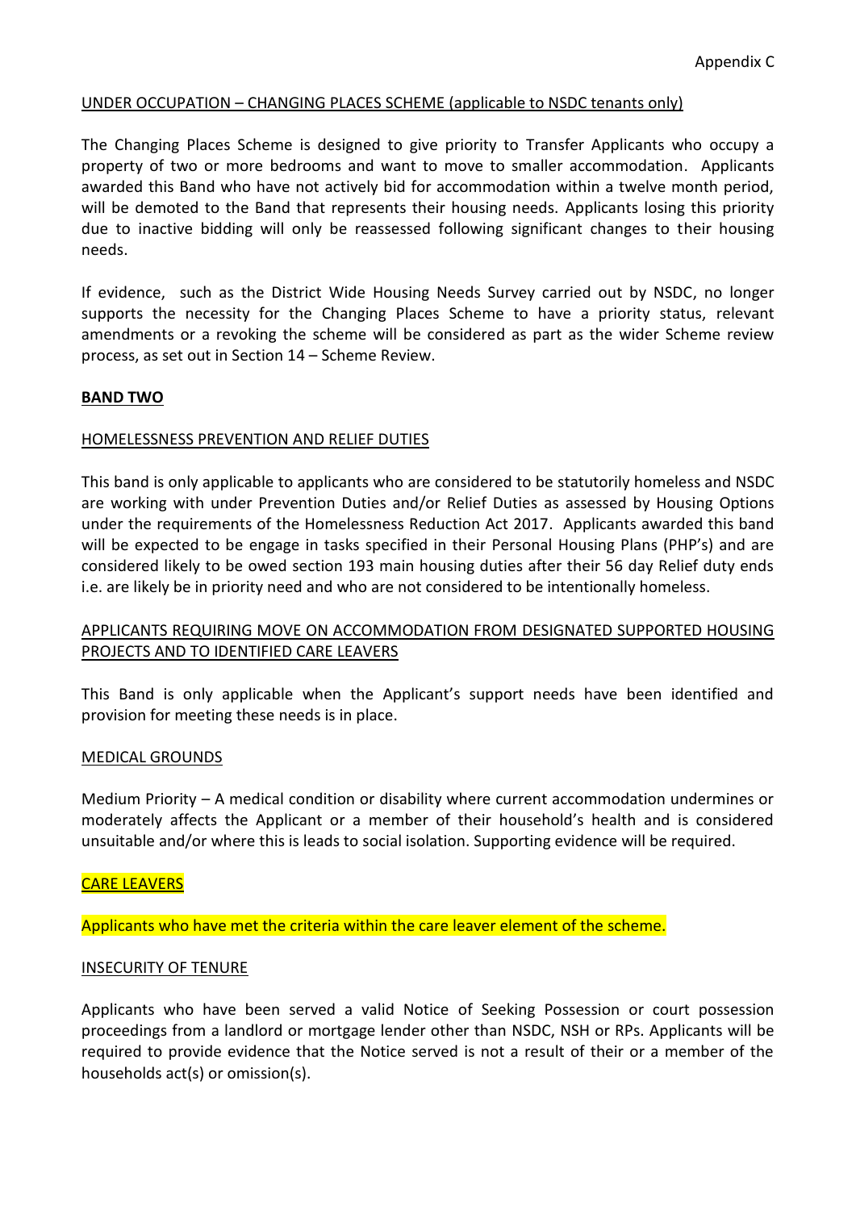Appendix C

UNDER OCCUPATION – CHANGING PLACES SCHEME (applicable to NSDC tenants only)

The Changing Places Scheme is designed to give priority to Transfer Applicants who occupy a property of two or more bedrooms and want to move to smaller accommodation. Applicants awarded this Band who have not actively bid for accommodation within a twelve month period, will be demoted to the Band that represents their housing needs. Applicants losing this priority due to inactive bidding will only be reassessed following significant changes to their housing needs.

If evidence, such as the District Wide Housing Needs Survey carried out by NSDC, no longer supports the necessity for the Changing Places Scheme to have a priority status, relevant amendments or a revoking the scheme will be considered as part as the wider Scheme review process, as set out in Section 14 – Scheme Review.

**BAND TWO**

HOMELESSNESS PREVENTION AND RELIEF DUTIES

This band is only applicable to applicants who are considered to be statutorily homeless and NSDC are working with under Prevention Duties and/or Relief Duties as assessed by Housing Options under the requirements of the Homelessness Reduction Act 2017. Applicants awarded this band will be expected to be engage in tasks specified in their Personal Housing Plans (PHP's) and are considered likely to be owed section 193 main housing duties after their 56 day Relief duty ends i.e. are likely be in priority need and who are not considered to be intentionally homeless.

APPLICANTS REQUIRING MOVE ON ACCOMMODATION FROM DESIGNATED SUPPORTED HOUSING PROJECTS AND TO IDENTIFIED CARE LEAVERS

This Band is only applicable when the Applicant's support needs have been identified and provision for meeting these needs is in place.

MEDICAL GROUNDS

Medium Priority – A medical condition or disability where current accommodation undermines or moderately affects the Applicant or a member of their household's health and is considered unsuitable and/or where this is leads to social isolation. Supporting evidence will be required.

CARE LEAVERS

Applicants who have met the criteria within the care leaver element of the scheme.

INSECURITY OF TENURE

Applicants who have been served a valid Notice of Seeking Possession or court possession proceedings from a landlord or mortgage lender other than NSDC, NSH or RPs. Applicants will be required to provide evidence that the Notice served is not a result of their or a member of the households act(s) or omission(s).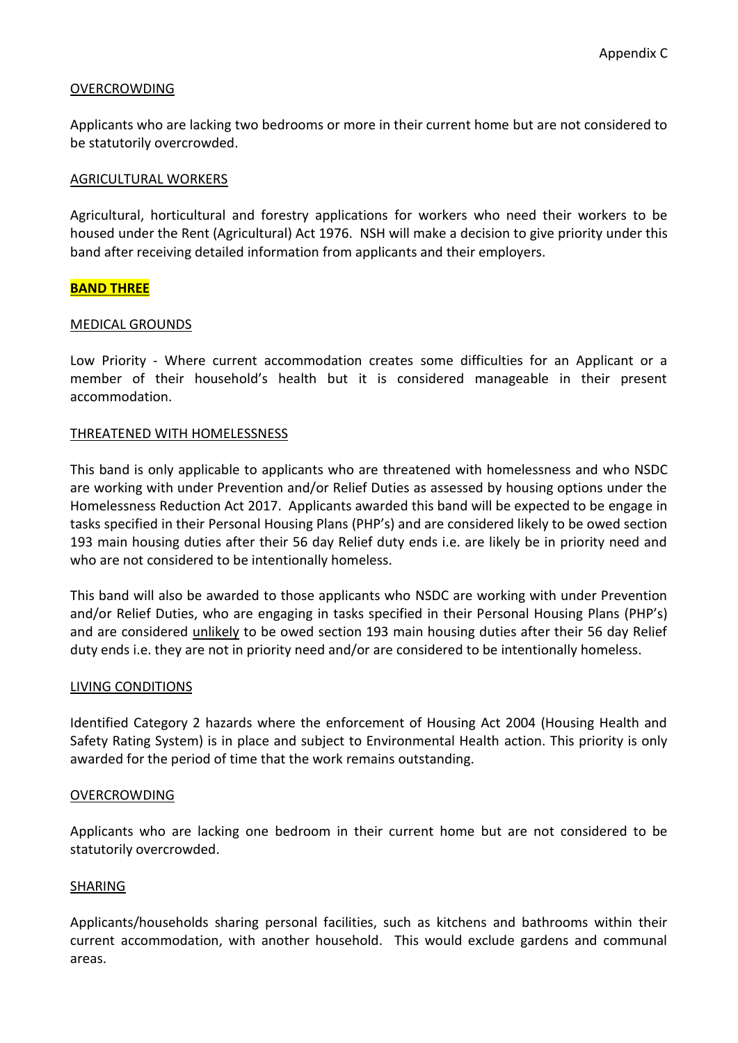OVERCROWDING

Applicants who are lacking two bedrooms or more in their current home but are not considered to be statutorily overcrowded.

AGRICULTURAL WORKERS

Agricultural, horticultural and forestry applications for workers who need their workers to be housed under the Rent (Agricultural) Act 1976. NSH will make a decision to give priority under this band after receiving detailed information from applicants and their employers.

## BAND THREE

MEDICAL GROUNDS

Low Priority - Where current accommodation creates some difficulties for an Applicant or a member of their household's health but it is considered manageable in their present accommodation.

THREATENED WITH HOMELESSNESS

This band is only applicable to applicants who are threatened with homelessness and who NSDC are working with under Prevention and/or Relief Duties as assessed by housing options under the Homelessness Reduction Act 2017. Applicants awarded this band will be expected to be engage in tasks specified in their Personal Housing Plans (PHP's) and are considered likely to be owed section 193 main housing duties after their 56 day Relief duty ends i.e. are likely be in priority need and who are not considered to be intentionally homeless.

This band will also be awarded to those applicants who NSDC are working with under Prevention and/or Relief Duties, who are engaging in tasks specified in their Personal Housing Plans (PHP's) and are considered unlikely to be owed section 193 main housing duties after their 56 day Relief duty ends i.e. they are not in priority need and/or are considered to be intentionally homeless.

LIVING CONDITIONS

Identified Category 2 hazards where the enforcement of Housing Act 2004 (Housing Health and Safety Rating System) is in place and subject to Environmental Health action. This priority is only awarded for the period of time that the work remains outstanding.

OVERCROWDING

Applicants who are lacking one bedroom in their current home but are not considered to be statutorily overcrowded.

SHARING

Applicants/households sharing personal facilities, such as kitchens and bathrooms within their current accommodation, with another household. This would exclude gardens and communal areas.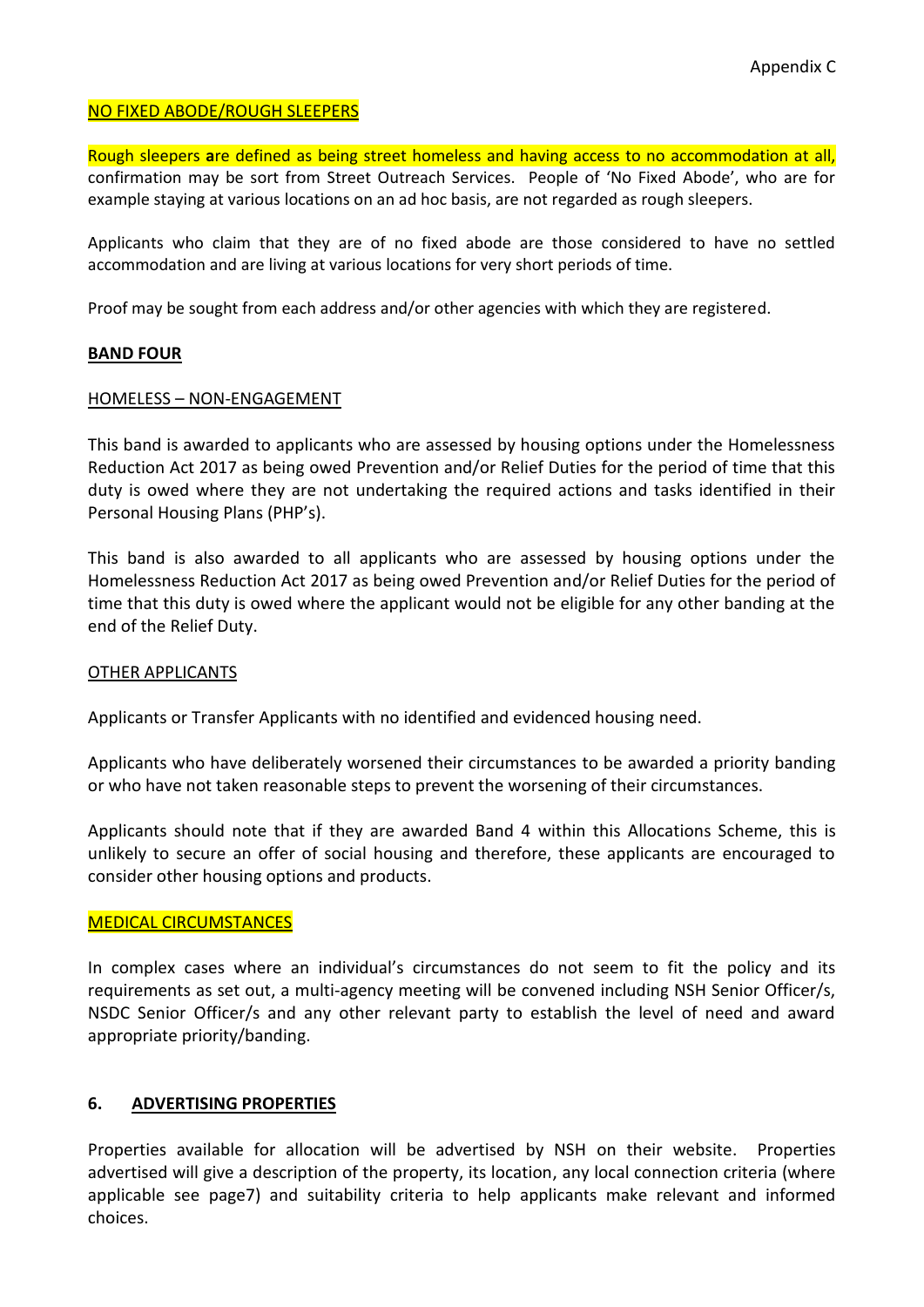NO FIXED ABODE/ROUGH SLEEPERS

Rough sleepers **a**re defined as being street homeless and having access to no accommodation at all, confirmation may be sort from Street Outreach Services. People of 'No Fixed Abode', who are for example staying at various locations on an ad hoc basis, are not regarded as rough sleepers.

Applicants who claim that they are of no fixed abode are those considered to have no settled accommodation and are living at various locations for very short periods of time.

Proof may be sought from each address and/or other agencies with which they are registered.

**BAND FOUR**

HOMELESS – NON-ENGAGEMENT

This band is awarded to applicants who are assessed by housing options under the Homelessness Reduction Act 2017 as being owed Prevention and/or Relief Duties for the period of time that this duty is owed where they are not undertaking the required actions and tasks identified in their Personal Housing Plans (PHP's).

This band is also awarded to all applicants who are assessed by housing options under the Homelessness Reduction Act 2017 as being owed Prevention and/or Relief Duties for the period of time that this duty is owed where the applicant would not be eligible for any other banding at the end of the Relief Duty.

OTHER APPLICANTS

Applicants or Transfer Applicants with no identified and evidenced housing need.

Applicants who have deliberately worsened their circumstances to be awarded a priority banding or who have not taken reasonable steps to prevent the worsening of their circumstances.

Applicants should note that if they are awarded Band 4 within this Allocations Scheme, this is unlikely to secure an offer of social housing and therefore, these applicants are encouraged to consider other housing options and products.

MEDICAL CIRCUMSTANCES

In complex cases where an individual's circumstances do not seem to fit the policy and its requirements as set out, a multi-agency meeting will be convened including NSH Senior Officer/s, NSDC Senior Officer/s and any other relevant party to establish the level of need and award appropriate priority/banding.

## 6. ADVERTISING PROPERTIES

Properties available for allocation will be advertised by NSH on their website. Properties advertised will give a description of the property, its location, any local connection criteria (where applicable see page7) and suitability criteria to help applicants make relevant and informed choices.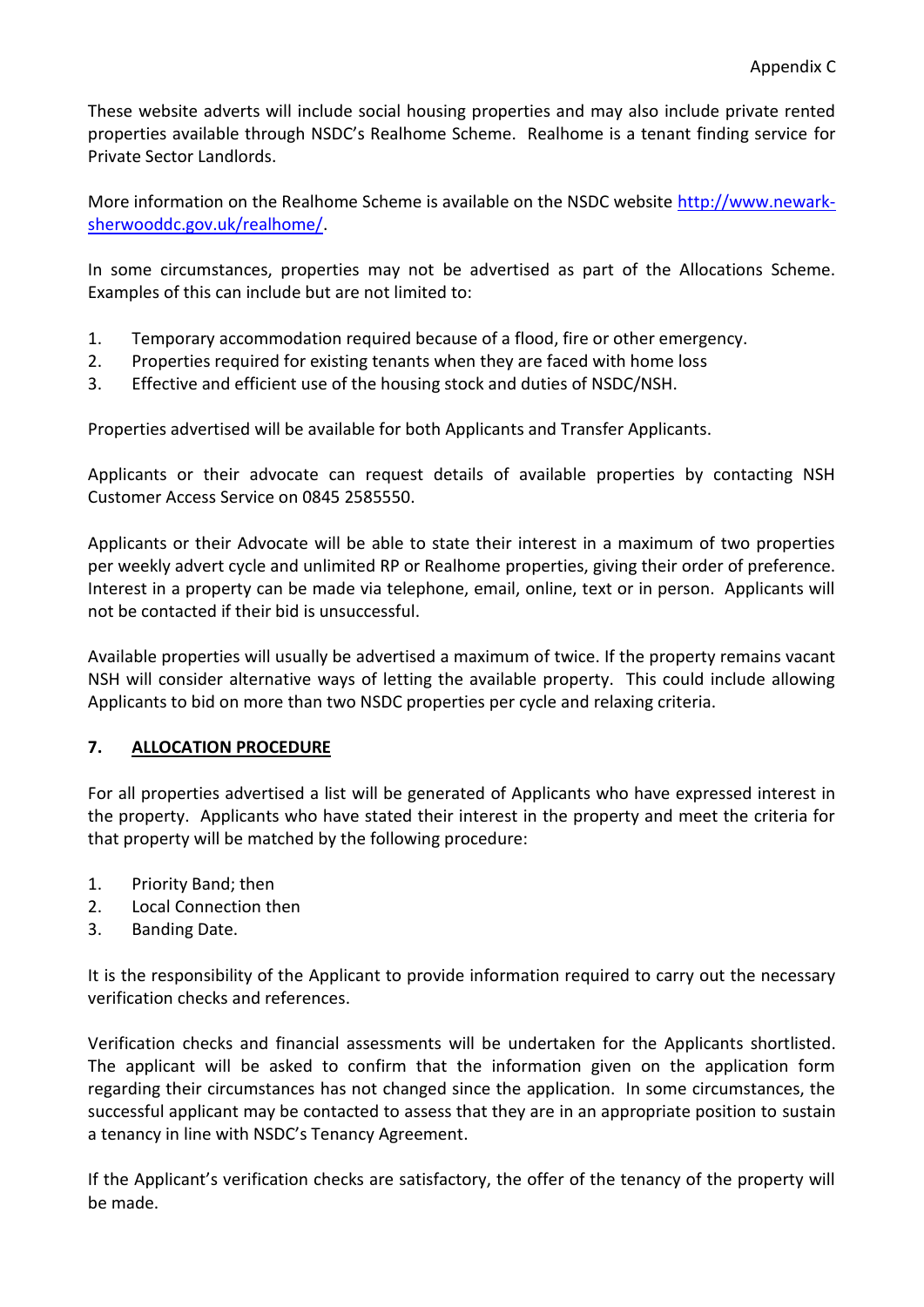These website adverts will include social housing properties and may also include private rented properties available through NSDC's Realhome Scheme. Realhome is a tenant finding service for Private Sector Landlords.

More information on the Realhome Scheme is available on the NSDC website [http://www.newark-sherwooddc.gov.uk/realhome/](http://www.newark-sherwooddc.gov.uk/realhome/).

In some circumstances, properties may not be advertised as part of the Allocations Scheme. Examples of this can include but are not limited to:

1. Temporary accommodation required because of a flood, fire or other emergency.
2. Properties required for existing tenants when they are faced with home loss
3. Effective and efficient use of the housing stock and duties of NSDC/NSH.

Properties advertised will be available for both Applicants and Transfer Applicants.

Applicants or their advocate can request details of available properties by contacting NSH Customer Access Service on 0845 2585550.

Applicants or their Advocate will be able to state their interest in a maximum of two properties per weekly advert cycle and unlimited RP or Realhome properties, giving their order of preference. Interest in a property can be made via telephone, email, online, text or in person. Applicants will not be contacted if their bid is unsuccessful.

Available properties will usually be advertised a maximum of twice. If the property remains vacant NSH will consider alternative ways of letting the available property. This could include allowing Applicants to bid on more than two NSDC properties per cycle and relaxing criteria.

## 7. ALLOCATION PROCEDURE

For all properties advertised a list will be generated of Applicants who have expressed interest in the property. Applicants who have stated their interest in the property and meet the criteria for that property will be matched by the following procedure:

1. Priority Band; then
2. Local Connection then
3. Banding Date.

It is the responsibility of the Applicant to provide information required to carry out the necessary verification checks and references.

Verification checks and financial assessments will be undertaken for the Applicants shortlisted. The applicant will be asked to confirm that the information given on the application form regarding their circumstances has not changed since the application. In some circumstances, the successful applicant may be contacted to assess that they are in an appropriate position to sustain a tenancy in line with NSDC's Tenancy Agreement.

If the Applicant's verification checks are satisfactory, the offer of the tenancy of the property will be made.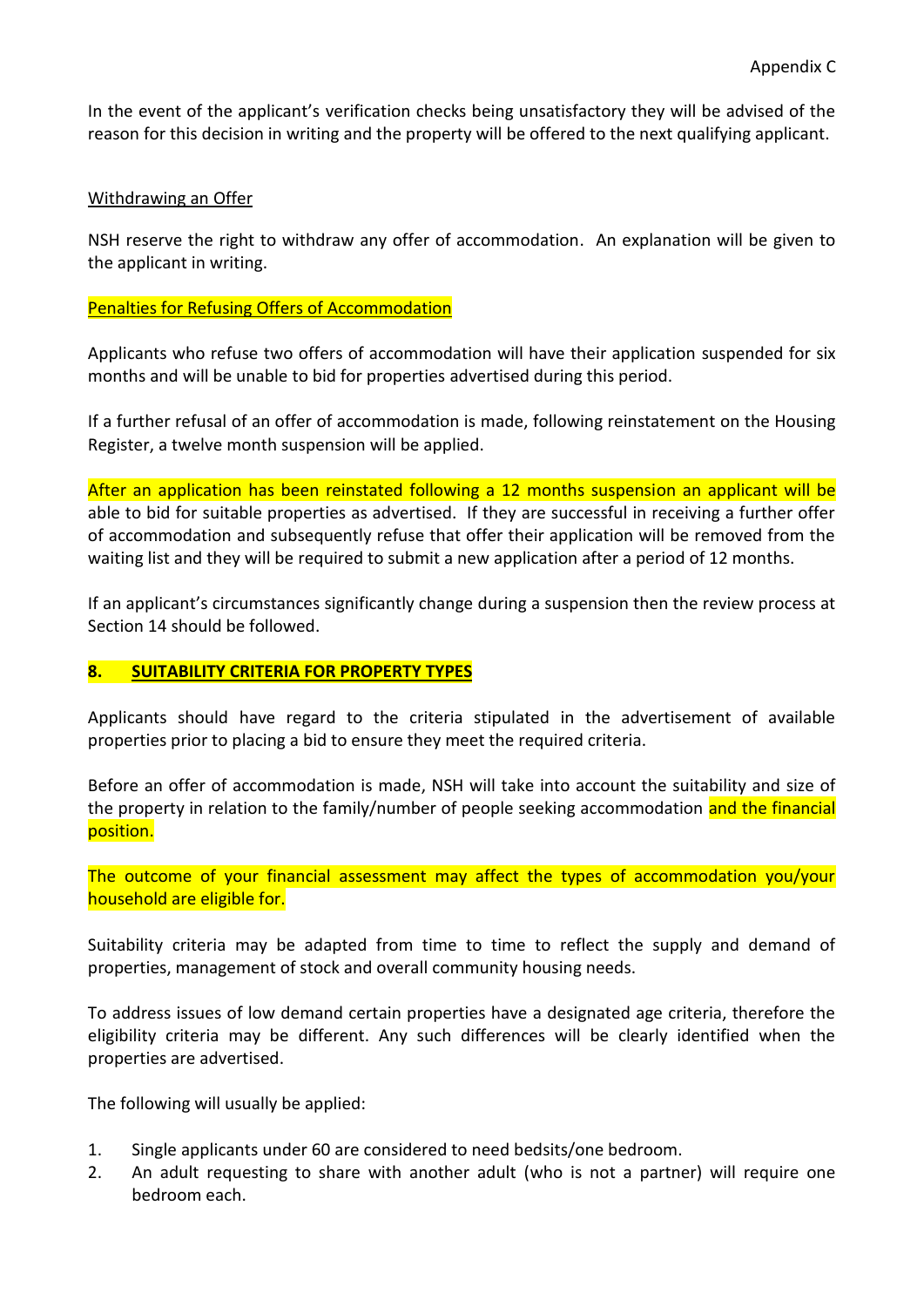In the event of the applicant's verification checks being unsatisfactory they will be advised of the reason for this decision in writing and the property will be offered to the next qualifying applicant.

Withdrawing an Offer

NSH reserve the right to withdraw any offer of accommodation. An explanation will be given to the applicant in writing.

Penalties for Refusing Offers of Accommodation

Applicants who refuse two offers of accommodation will have their application suspended for six months and will be unable to bid for properties advertised during this period.

If a further refusal of an offer of accommodation is made, following reinstatement on the Housing Register, a twelve month suspension will be applied.

After an application has been reinstated following a 12 months suspension an applicant will be able to bid for suitable properties as advertised. If they are successful in receiving a further offer of accommodation and subsequently refuse that offer their application will be removed from the waiting list and they will be required to submit a new application after a period of 12 months.

If an applicant's circumstances significantly change during a suspension then the review process at Section 14 should be followed.

## 8. SUITABILITY CRITERIA FOR PROPERTY TYPES

Applicants should have regard to the criteria stipulated in the advertisement of available properties prior to placing a bid to ensure they meet the required criteria.

Before an offer of accommodation is made, NSH will take into account the suitability and size of the property in relation to the family/number of people seeking accommodation and the financial position.

The outcome of your financial assessment may affect the types of accommodation you/your household are eligible for.

Suitability criteria may be adapted from time to time to reflect the supply and demand of properties, management of stock and overall community housing needs.

To address issues of low demand certain properties have a designated age criteria, therefore the eligibility criteria may be different. Any such differences will be clearly identified when the properties are advertised.

The following will usually be applied:

1. Single applicants under 60 are considered to need bedsits/one bedroom.
2. An adult requesting to share with another adult (who is not a partner) will require one bedroom each.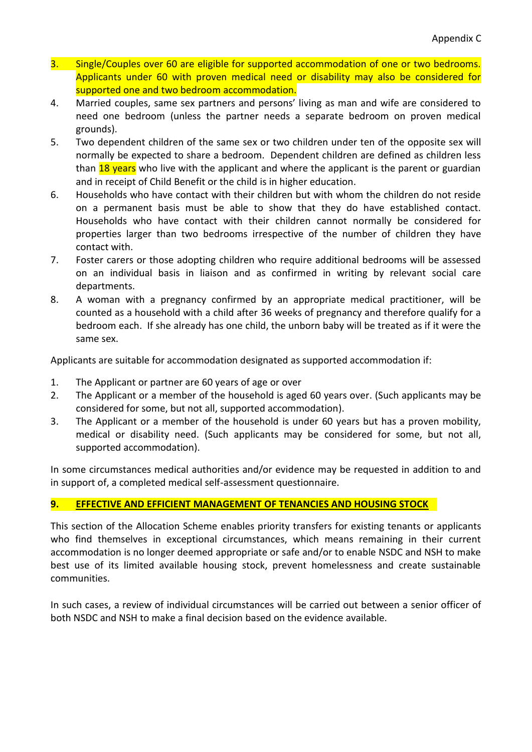3. Single/Couples over 60 are eligible for supported accommodation of one or two bedrooms. Applicants under 60 with proven medical need or disability may also be considered for supported one and two bedroom accommodation.
4. Married couples, same sex partners and persons' living as man and wife are considered to need one bedroom (unless the partner needs a separate bedroom on proven medical grounds).
5. Two dependent children of the same sex or two children under ten of the opposite sex will normally be expected to share a bedroom. Dependent children are defined as children less than 18 years who live with the applicant and where the applicant is the parent or guardian and in receipt of Child Benefit or the child is in higher education.
6. Households who have contact with their children but with whom the children do not reside on a permanent basis must be able to show that they do have established contact. Households who have contact with their children cannot normally be considered for properties larger than two bedrooms irrespective of the number of children they have contact with.
7. Foster carers or those adopting children who require additional bedrooms will be assessed on an individual basis in liaison and as confirmed in writing by relevant social care departments.
8. A woman with a pregnancy confirmed by an appropriate medical practitioner, will be counted as a household with a child after 36 weeks of pregnancy and therefore qualify for a bedroom each. If she already has one child, the unborn baby will be treated as if it were the same sex.

Applicants are suitable for accommodation designated as supported accommodation if:

1. The Applicant or partner are 60 years of age or over
2. The Applicant or a member of the household is aged 60 years over. (Such applicants may be considered for some, but not all, supported accommodation).
3. The Applicant or a member of the household is under 60 years but has a proven mobility, medical or disability need. (Such applicants may be considered for some, but not all, supported accommodation).

In some circumstances medical authorities and/or evidence may be requested in addition to and in support of, a completed medical self-assessment questionnaire.

## 9. EFFECTIVE AND EFFICIENT MANAGEMENT OF TENANCIES AND HOUSING STOCK

This section of the Allocation Scheme enables priority transfers for existing tenants or applicants who find themselves in exceptional circumstances, which means remaining in their current accommodation is no longer deemed appropriate or safe and/or to enable NSDC and NSH to make best use of its limited available housing stock, prevent homelessness and create sustainable communities.

In such cases, a review of individual circumstances will be carried out between a senior officer of both NSDC and NSH to make a final decision based on the evidence available.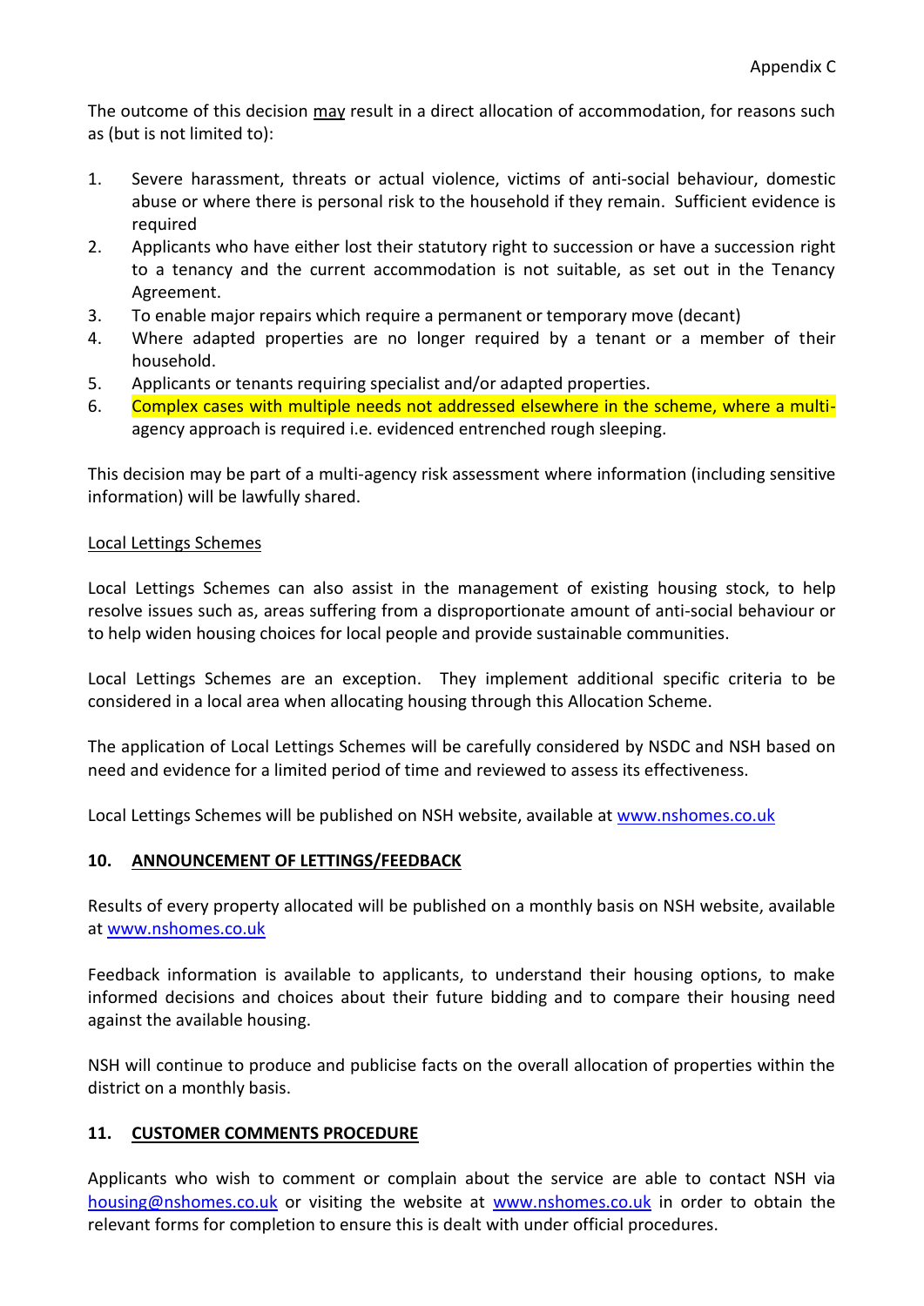The outcome of this decision may result in a direct allocation of accommodation, for reasons such as (but is not limited to):

1. Severe harassment, threats or actual violence, victims of anti-social behaviour, domestic abuse or where there is personal risk to the household if they remain. Sufficient evidence is required
2. Applicants who have either lost their statutory right to succession or have a succession right to a tenancy and the current accommodation is not suitable, as set out in the Tenancy Agreement.
3. To enable major repairs which require a permanent or temporary move (decant)
4. Where adapted properties are no longer required by a tenant or a member of their household.
5. Applicants or tenants requiring specialist and/or adapted properties.
6. Complex cases with multiple needs not addressed elsewhere in the scheme, where a multi-agency approach is required i.e. evidenced entrenched rough sleeping.

This decision may be part of a multi-agency risk assessment where information (including sensitive information) will be lawfully shared.

Local Lettings Schemes

Local Lettings Schemes can also assist in the management of existing housing stock, to help resolve issues such as, areas suffering from a disproportionate amount of anti-social behaviour or to help widen housing choices for local people and provide sustainable communities.

Local Lettings Schemes are an exception. They implement additional specific criteria to be considered in a local area when allocating housing through this Allocation Scheme.

The application of Local Lettings Schemes will be carefully considered by NSDC and NSH based on need and evidence for a limited period of time and reviewed to assess its effectiveness.

Local Lettings Schemes will be published on NSH website, available at www.nshomes.co.uk

## 10. ANNOUNCEMENT OF LETTINGS/FEEDBACK

Results of every property allocated will be published on a monthly basis on NSH website, available at www.nshomes.co.uk

Feedback information is available to applicants, to understand their housing options, to make informed decisions and choices about their future bidding and to compare their housing need against the available housing.

NSH will continue to produce and publicise facts on the overall allocation of properties within the district on a monthly basis.

## 11. CUSTOMER COMMENTS PROCEDURE

Applicants who wish to comment or complain about the service are able to contact NSH via housing@nshomes.co.uk or visiting the website at www.nshomes.co.uk in order to obtain the relevant forms for completion to ensure this is dealt with under official procedures.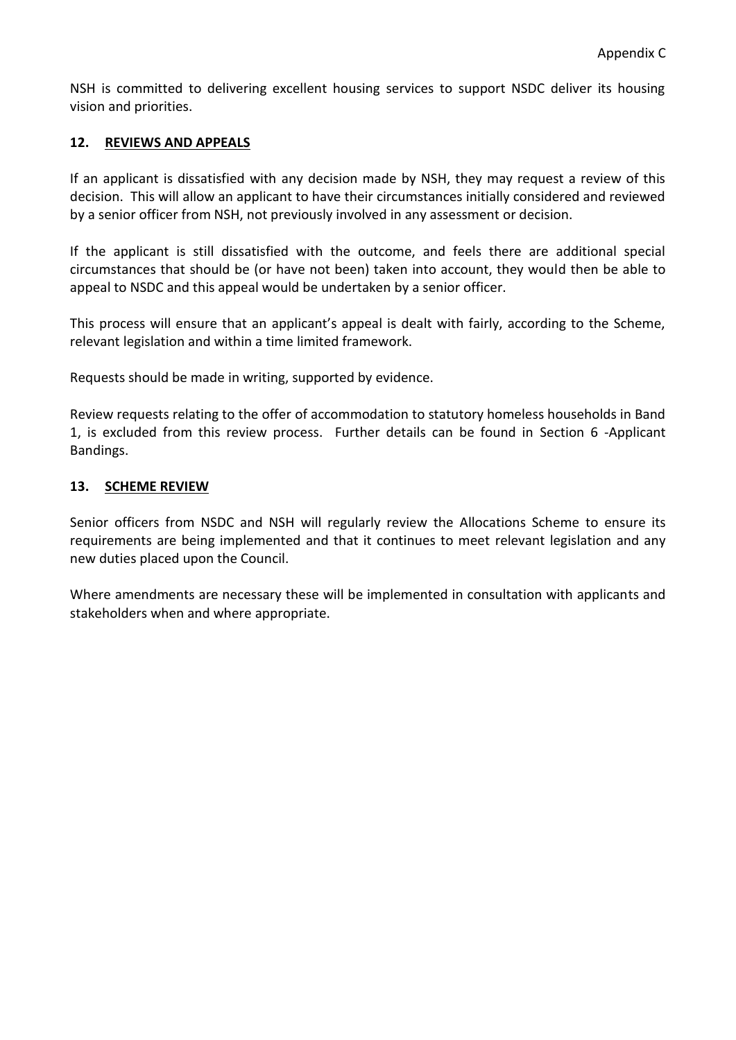NSH is committed to delivering excellent housing services to support NSDC deliver its housing vision and priorities.

## 12. REVIEWS AND APPEALS

If an applicant is dissatisfied with any decision made by NSH, they may request a review of this decision. This will allow an applicant to have their circumstances initially considered and reviewed by a senior officer from NSH, not previously involved in any assessment or decision.

If the applicant is still dissatisfied with the outcome, and feels there are additional special circumstances that should be (or have not been) taken into account, they would then be able to appeal to NSDC and this appeal would be undertaken by a senior officer.

This process will ensure that an applicant's appeal is dealt with fairly, according to the Scheme, relevant legislation and within a time limited framework.

Requests should be made in writing, supported by evidence.

Review requests relating to the offer of accommodation to statutory homeless households in Band 1, is excluded from this review process. Further details can be found in Section 6 -Applicant Bandings.

## 13. SCHEME REVIEW

Senior officers from NSDC and NSH will regularly review the Allocations Scheme to ensure its requirements are being implemented and that it continues to meet relevant legislation and any new duties placed upon the Council.

Where amendments are necessary these will be implemented in consultation with applicants and stakeholders when and where appropriate.